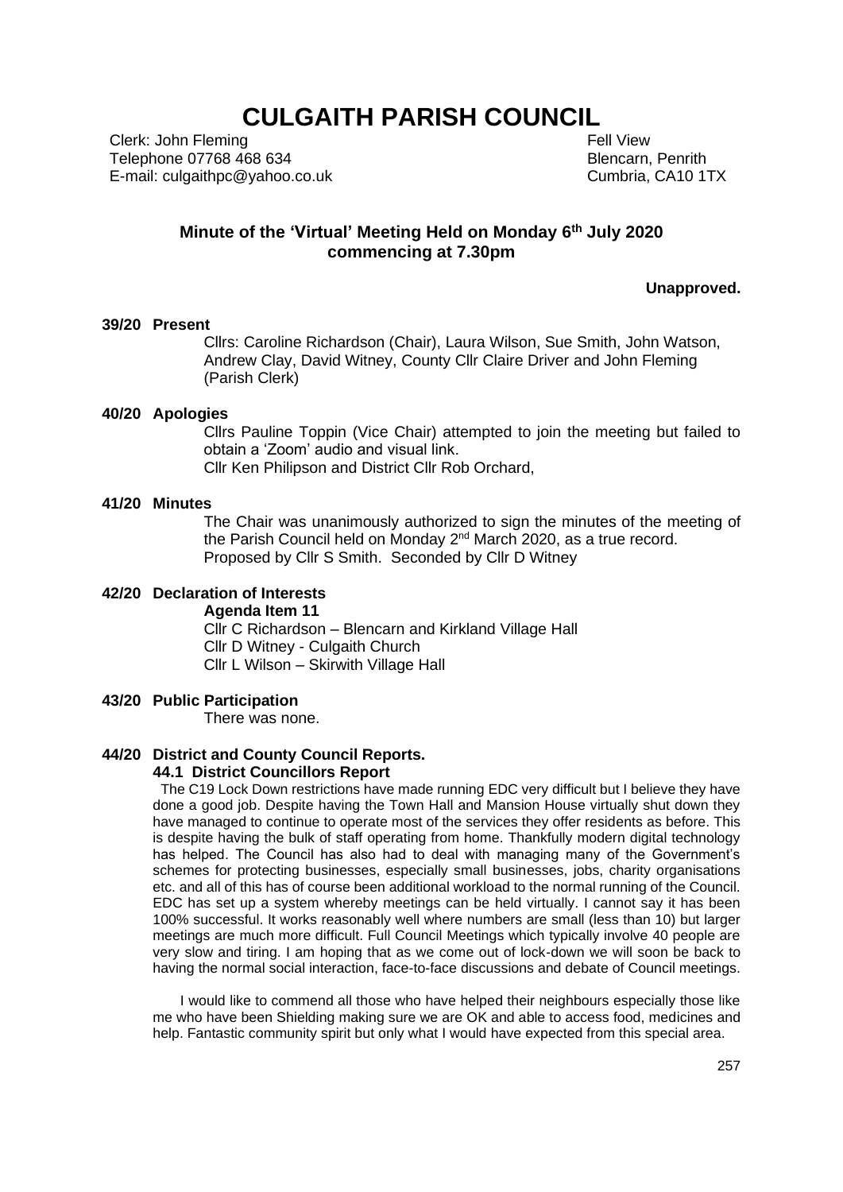# CULGAITH PARISH COUNCIL

Clerk: John Fleming
Telephone 07768 468 634
E-mail: culgaithpc@yahoo.co.uk

Fell View
Blencarn, Penrith
Cumbria, CA10 1TX

## Minute of the 'Virtual' Meeting Held on Monday 6th July 2020 commencing at 7.30pm

**Unapproved.**

**39/20 Present**

Cllrs: Caroline Richardson (Chair), Laura Wilson, Sue Smith, John Watson, Andrew Clay, David Witney, County Cllr Claire Driver and John Fleming (Parish Clerk)

**40/20 Apologies**

Cllrs Pauline Toppin (Vice Chair) attempted to join the meeting but failed to obtain a 'Zoom' audio and visual link.
Cllr Ken Philipson and District Cllr Rob Orchard,

**41/20 Minutes**

The Chair was unanimously authorized to sign the minutes of the meeting of the Parish Council held on Monday 2nd March 2020, as a true record.
Proposed by Cllr S Smith. Seconded by Cllr D Witney

**42/20 Declaration of Interests**

**Agenda Item 11**
Cllr C Richardson – Blencarn and Kirkland Village Hall
Cllr D Witney - Culgaith Church
Cllr L Wilson – Skirwith Village Hall

**43/20 Public Participation**

There was none.

**44/20 District and County Council Reports.**

**44.1 District Councillors Report**

The C19 Lock Down restrictions have made running EDC very difficult but I believe they have done a good job. Despite having the Town Hall and Mansion House virtually shut down they have managed to continue to operate most of the services they offer residents as before. This is despite having the bulk of staff operating from home. Thankfully modern digital technology has helped. The Council has also had to deal with managing many of the Government's schemes for protecting businesses, especially small businesses, jobs, charity organisations etc. and all of this has of course been additional workload to the normal running of the Council. EDC has set up a system whereby meetings can be held virtually. I cannot say it has been 100% successful. It works reasonably well where numbers are small (less than 10) but larger meetings are much more difficult. Full Council Meetings which typically involve 40 people are very slow and tiring. I am hoping that as we come out of lock-down we will soon be back to having the normal social interaction, face-to-face discussions and debate of Council meetings.

I would like to commend all those who have helped their neighbours especially those like me who have been Shielding making sure we are OK and able to access food, medicines and help. Fantastic community spirit but only what I would have expected from this special area.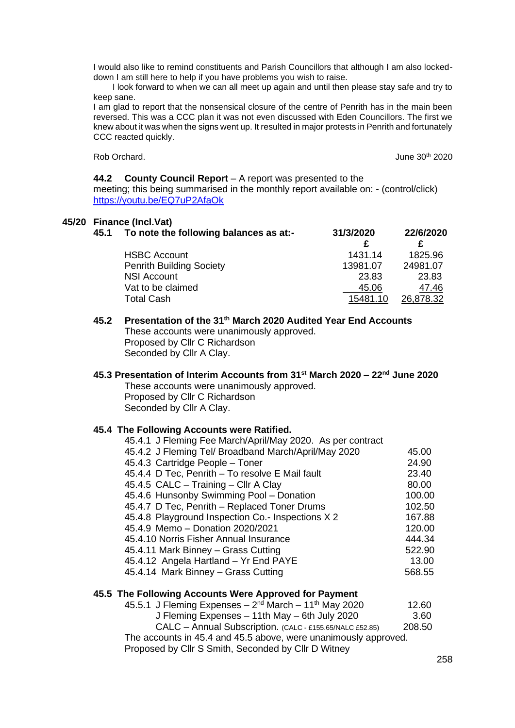I would also like to remind constituents and Parish Councillors that although I am also locked-down I am still here to help if you have problems you wish to raise.

I look forward to when we can all meet up again and until then please stay safe and try to keep sane.

I am glad to report that the nonsensical closure of the centre of Penrith has in the main been reversed. This was a CCC plan it was not even discussed with Eden Councillors. The first we knew about it was when the signs went up. It resulted in major protests in Penrith and fortunately CCC reacted quickly.

Rob Orchard. June 30th 2020

**44.2 County Council Report** – A report was presented to the meeting; this being summarised in the monthly report available on: - (control/click) https://youtu.be/EQ7uP2AfaOk

## 45/20 Finance (Incl.Vat)

**45.1 To note the following balances as at:-**

| | 31/3/2020 | 22/6/2020 |
|---|---|---|
| | £ | £ |
| HSBC Account | 1431.14 | 1825.96 |
| Penrith Building Society | 13981.07 | 24981.07 |
| NSI Account | 23.83 | 23.83 |
| Vat to be claimed | 45.06 | 47.46 |
| Total Cash | 15481.10 | 26,878.32 |

**45.2 Presentation of the 31st March 2020 Audited Year End Accounts**

These accounts were unanimously approved.
Proposed by Cllr C Richardson
Seconded by Cllr A Clay.

**45.3 Presentation of Interim Accounts from 31st March 2020 – 22nd June 2020**

These accounts were unanimously approved.
Proposed by Cllr C Richardson
Seconded by Cllr A Clay.

**45.4 The Following Accounts were Ratified.**

| | |
|---|---|
| 45.4.1 J Fleming Fee March/April/May 2020. As per contract | |
| 45.4.2 J Fleming Tel/ Broadband March/April/May 2020 | 45.00 |
| 45.4.3 Cartridge People – Toner | 24.90 |
| 45.4.4 D Tec, Penrith – To resolve E Mail fault | 23.40 |
| 45.4.5 CALC – Training – Cllr A Clay | 80.00 |
| 45.4.6 Hunsonby Swimming Pool – Donation | 100.00 |
| 45.4.7 D Tec, Penrith – Replaced Toner Drums | 102.50 |
| 45.4.8 Playground Inspection Co.- Inspections X 2 | 167.88 |
| 45.4.9 Memo – Donation 2020/2021 | 120.00 |
| 45.4.10 Norris Fisher Annual Insurance | 444.34 |
| 45.4.11 Mark Binney – Grass Cutting | 522.90 |
| 45.4.12 Angela Hartland – Yr End PAYE | 13.00 |
| 45.4.14 Mark Binney – Grass Cutting | 568.55 |

**45.5 The Following Accounts Were Approved for Payment**

| | |
|---|---|
| 45.5.1 J Fleming Expenses – 2nd March – 11th May 2020 | 12.60 |
| J Fleming Expenses – 11th May – 6th July 2020 | 3.60 |
| CALC – Annual Subscription. (CALC - £155.65/NALC £52.85) | 208.50 |

The accounts in 45.4 and 45.5 above, were unanimously approved.
Proposed by Cllr S Smith, Seconded by Cllr D Witney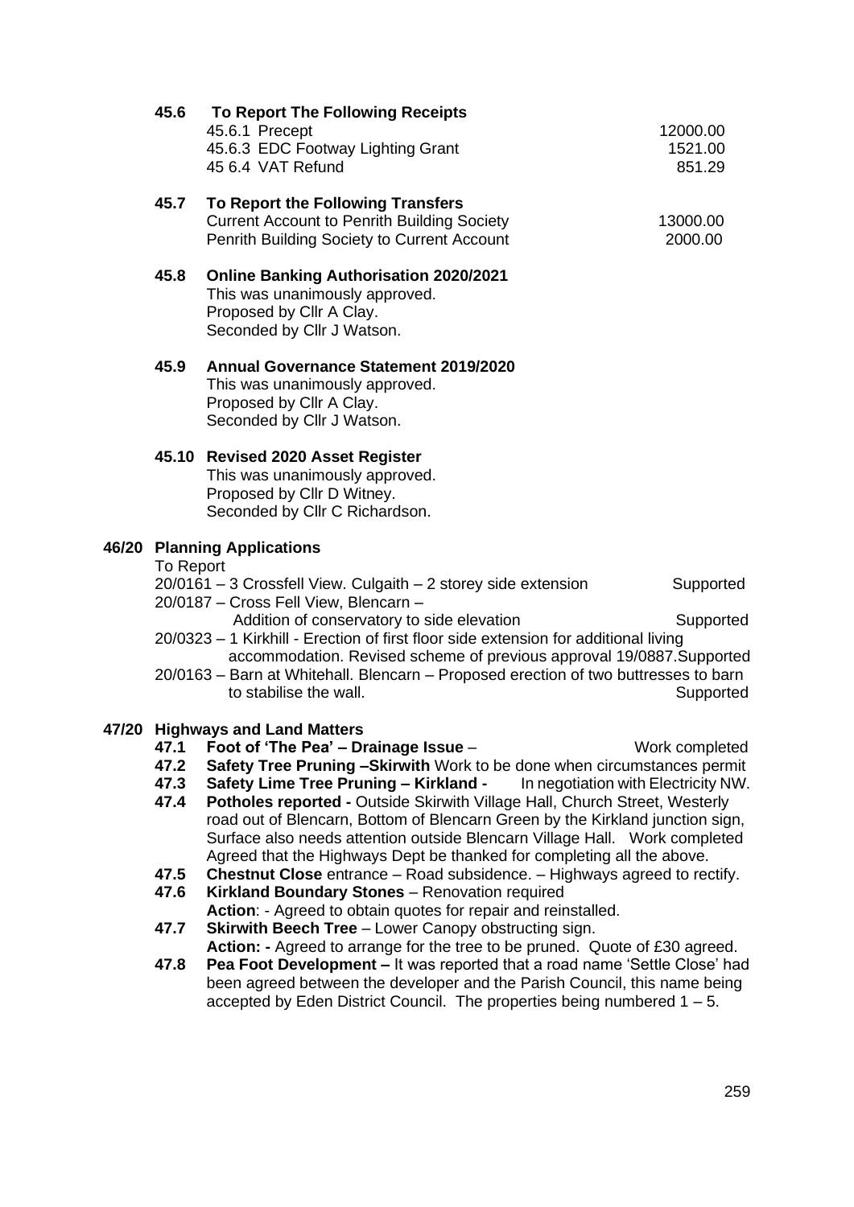**45.6 To Report The Following Receipts**

| | |
|---|---|
| 45.6.1 Precept | 12000.00 |
| 45.6.3 EDC Footway Lighting Grant | 1521.00 |
| 45 6.4 VAT Refund | 851.29 |

**45.7 To Report the Following Transfers**

| | |
|---|---|
| Current Account to Penrith Building Society | 13000.00 |
| Penrith Building Society to Current Account | 2000.00 |

**45.8 Online Banking Authorisation 2020/2021**
This was unanimously approved.
Proposed by Cllr A Clay.
Seconded by Cllr J Watson.

**45.9 Annual Governance Statement 2019/2020**
This was unanimously approved.
Proposed by Cllr A Clay.
Seconded by Cllr J Watson.

**45.10 Revised 2020 Asset Register**
This was unanimously approved.
Proposed by Cllr D Witney.
Seconded by Cllr C Richardson.

**46/20 Planning Applications**

To Report

- 20/0161 – 3 Crossfell View. Culgaith – 2 storey side extension — Supported
- 20/0187 – Cross Fell View, Blencarn – Addition of conservatory to side elevation — Supported
- 20/0323 – 1 Kirkhill - Erection of first floor side extension for additional living accommodation. Revised scheme of previous approval 19/0887. — Supported
- 20/0163 – Barn at Whitehall. Blencarn – Proposed erection of two buttresses to barn to stabilise the wall. — Supported

**47/20 Highways and Land Matters**

**47.1 Foot of 'The Pea' – Drainage Issue** – Work completed

**47.2 Safety Tree Pruning –Skirwith** Work to be done when circumstances permit

**47.3 Safety Lime Tree Pruning – Kirkland -** In negotiation with Electricity NW.

**47.4 Potholes reported -** Outside Skirwith Village Hall, Church Street, Westerly road out of Blencarn, Bottom of Blencarn Green by the Kirkland junction sign, Surface also needs attention outside Blencarn Village Hall. Work completed Agreed that the Highways Dept be thanked for completing all the above.

**47.5 Chestnut Close** entrance – Road subsidence. – Highways agreed to rectify.

**47.6 Kirkland Boundary Stones** – Renovation required
**Action**: - Agreed to obtain quotes for repair and reinstalled.

**47.7 Skirwith Beech Tree** – Lower Canopy obstructing sign.
**Action: -** Agreed to arrange for the tree to be pruned. Quote of £30 agreed.

**47.8 Pea Foot Development –** It was reported that a road name 'Settle Close' had been agreed between the developer and the Parish Council, this name being accepted by Eden District Council. The properties being numbered 1 – 5.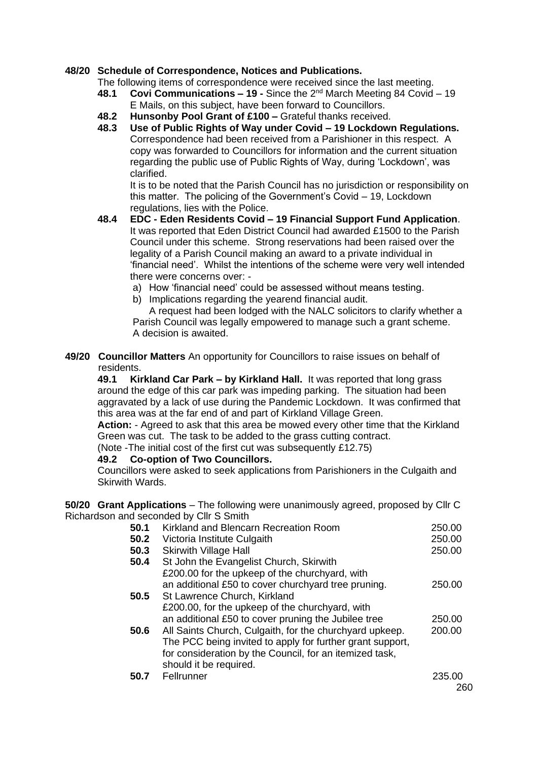**48/20 Schedule of Correspondence, Notices and Publications.**

The following items of correspondence were received since the last meeting.

**48.1 Covi Communications – 19 -** Since the 2nd March Meeting 84 Covid – 19 E Mails, on this subject, have been forward to Councillors.

**48.2 Hunsonby Pool Grant of £100 –** Grateful thanks received.

**48.3 Use of Public Rights of Way under Covid – 19 Lockdown Regulations.** Correspondence had been received from a Parishioner in this respect. A copy was forwarded to Councillors for information and the current situation regarding the public use of Public Rights of Way, during 'Lockdown', was clarified.

It is to be noted that the Parish Council has no jurisdiction or responsibility on this matter. The policing of the Government's Covid – 19, Lockdown regulations, lies with the Police.

**48.4 EDC - Eden Residents Covid – 19 Financial Support Fund Application**. It was reported that Eden District Council had awarded £1500 to the Parish Council under this scheme. Strong reservations had been raised over the legality of a Parish Council making an award to a private individual in 'financial need'. Whilst the intentions of the scheme were very well intended there were concerns over: -

a) How 'financial need' could be assessed without means testing.
b) Implications regarding the yearend financial audit.

A request had been lodged with the NALC solicitors to clarify whether a Parish Council was legally empowered to manage such a grant scheme. A decision is awaited.

**49/20 Councillor Matters** An opportunity for Councillors to raise issues on behalf of residents.

**49.1 Kirkland Car Park – by Kirkland Hall.** It was reported that long grass around the edge of this car park was impeding parking. The situation had been aggravated by a lack of use during the Pandemic Lockdown. It was confirmed that this area was at the far end of and part of Kirkland Village Green.

**Action:** - Agreed to ask that this area be mowed every other time that the Kirkland Green was cut. The task to be added to the grass cutting contract.

(Note -The initial cost of the first cut was subsequently £12.75)

**49.2 Co-option of Two Councillors.**

Councillors were asked to seek applications from Parishioners in the Culgaith and Skirwith Wards.

**50/20 Grant Applications** – The following were unanimously agreed, proposed by Cllr C Richardson and seconded by Cllr S Smith

| | | |
|---|---|---|
| **50.1** | Kirkland and Blencarn Recreation Room | 250.00 |
| **50.2** | Victoria Institute Culgaith | 250.00 |
| **50.3** | Skirwith Village Hall | 250.00 |
| **50.4** | St John the Evangelist Church, Skirwith £200.00 for the upkeep of the churchyard, with an additional £50 to cover churchyard tree pruning. | 250.00 |
| **50.5** | St Lawrence Church, Kirkland £200.00, for the upkeep of the churchyard, with an additional £50 to cover pruning the Jubilee tree | 250.00 |
| **50.6** | All Saints Church, Culgaith, for the churchyard upkeep. The PCC being invited to apply for further grant support, for consideration by the Council, for an itemized task, should it be required. | 200.00 |
| **50.7** | Fellrunner | 235.00 |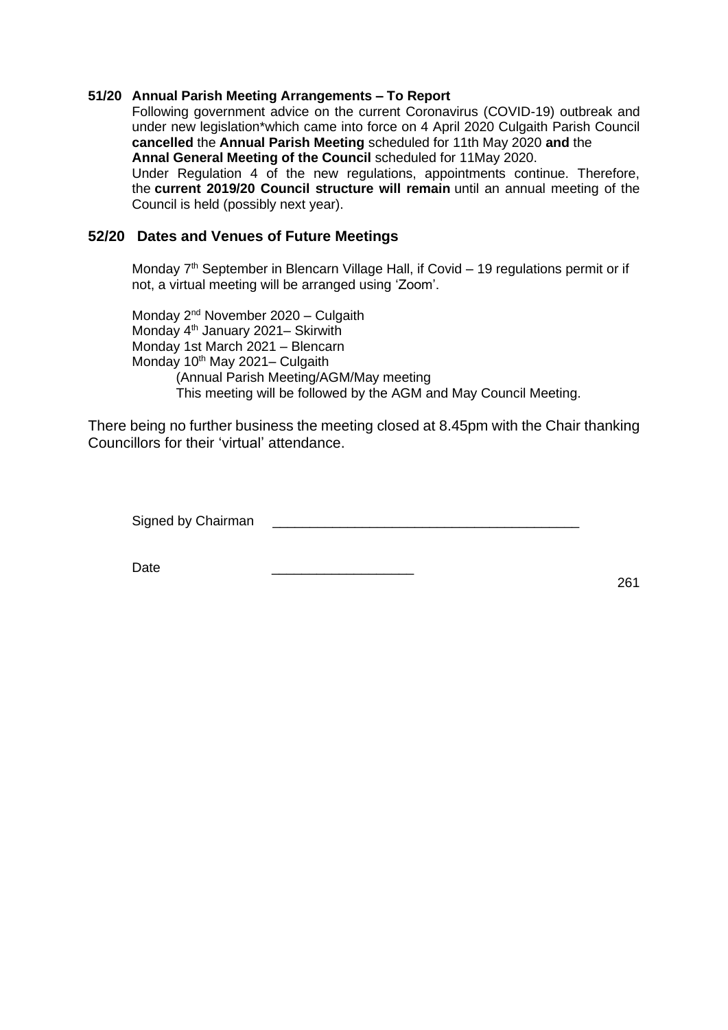### 51/20 Annual Parish Meeting Arrangements – To Report

Following government advice on the current Coronavirus (COVID-19) outbreak and under new legislation*which came into force on 4 April 2020 Culgaith Parish Council **cancelled** the **Annual Parish Meeting** scheduled for 11th May 2020 **and** the **Annal General Meeting of the Council** scheduled for 11May 2020.

Under Regulation 4 of the new regulations, appointments continue. Therefore, the **current 2019/20 Council structure will remain** until an annual meeting of the Council is held (possibly next year).

### 52/20 Dates and Venues of Future Meetings

Monday 7th September in Blencarn Village Hall, if Covid – 19 regulations permit or if not, a virtual meeting will be arranged using 'Zoom'.

Monday 2nd November 2020 – Culgaith
Monday 4th January 2021– Skirwith
Monday 1st March 2021 – Blencarn
Monday 10th May 2021– Culgaith
(Annual Parish Meeting/AGM/May meeting
This meeting will be followed by the AGM and May Council Meeting.

There being no further business the meeting closed at 8.45pm with the Chair thanking Councillors for their 'virtual' attendance.

Signed by Chairman \_\_\_\_\_\_\_\_\_\_\_\_\_\_\_\_\_\_\_\_\_\_\_\_\_\_\_\_\_\_\_\_\_\_\_\_\_\_\_\_

Date \_\_\_\_\_\_\_\_\_\_\_\_\_\_\_\_\_\_\_